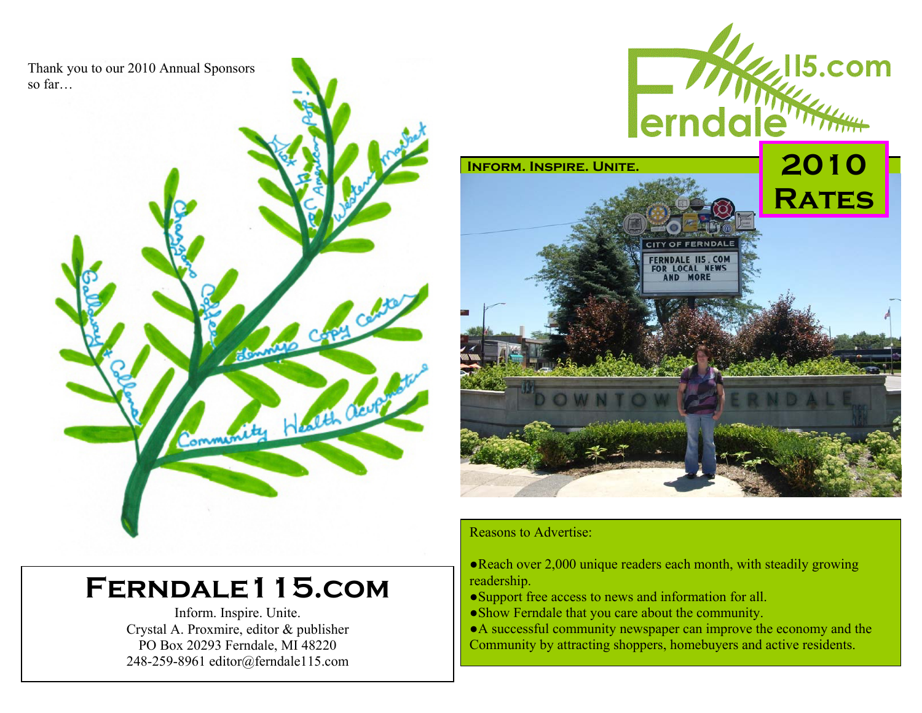Thank you to our 2010 Annual Sponsors so far…

Galloway & Collens

Chazzano Coffee

Dennys Copy Center

Community Health Acupuncture

Hot Pot American Pop!

Western Market

# Ferndale115.com

## 2010 Rates

**Inform. Inspire. Unite.**

CITY OF FERNDALE
FERNDALE 115.COM FOR LOCAL NEWS AND MORE

# Ferndale115.com

Inform. Inspire. Unite.
Crystal A. Proxmire, editor & publisher
PO Box 20293 Ferndale, MI 48220
248-259-8961 editor@ferndale115.com

Reasons to Advertise:

- Reach over 2,000 unique readers each month, with steadily growing readership.
- Support free access to news and information for all.
- Show Ferndale that you care about the community.
- A successful community newspaper can improve the economy and the Community by attracting shoppers, homebuyers and active residents.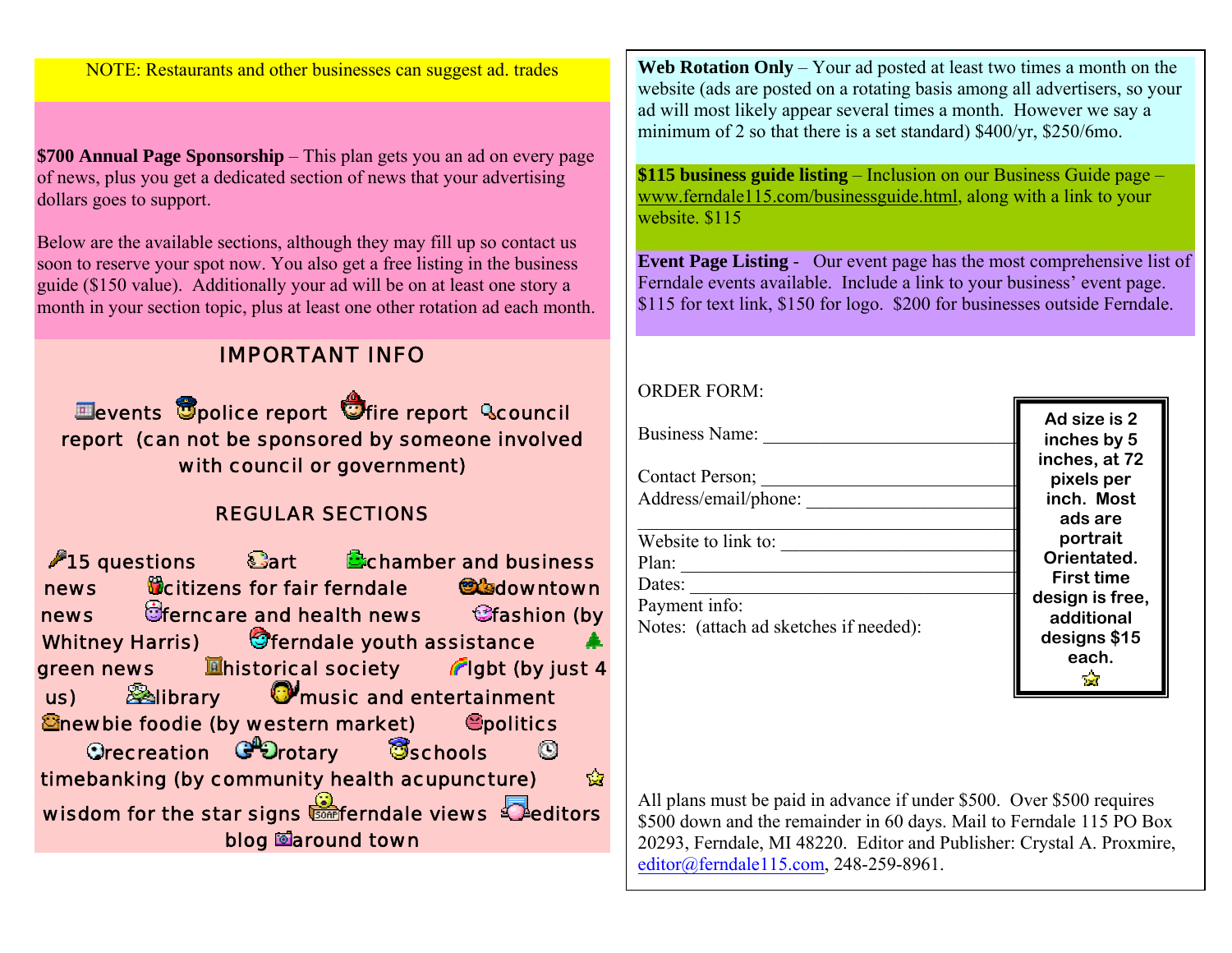NOTE: Restaurants and other businesses can suggest ad. trades

**$700 Annual Page Sponsorship** – This plan gets you an ad on every page of news, plus you get a dedicated section of news that your advertising dollars goes to support.

Below are the available sections, although they may fill up so contact us soon to reserve your spot now. You also get a free listing in the business guide ($150 value). Additionally your ad will be on at least one story a month in your section topic, plus at least one other rotation ad each month.

## IMPORTANT INFO

events police report fire report council report (can not be sponsored by someone involved with council or government)

## REGULAR SECTIONS

15 questions art chamber and business news citizens for fair ferndale downtown news ferncare and health news fashion (by Whitney Harris) ferndale youth assistance green news historical society lgbt (by just 4 us) library music and entertainment newbie foodie (by western market) politics recreation rotary schools timebanking (by community health acupuncture) wisdom for the star signs ferndale views editors blog around town

**Web Rotation Only** – Your ad posted at least two times a month on the website (ads are posted on a rotating basis among all advertisers, so your ad will most likely appear several times a month. However we say a minimum of 2 so that there is a set standard) $400/yr, $250/6mo.

**$115 business guide listing** – Inclusion on our Business Guide page – www.ferndale115.com/businessguide.html, along with a link to your website. $115

**Event Page Listing** - Our event page has the most comprehensive list of Ferndale events available. Include a link to your business' event page. $115 for text link, $150 for logo. $200 for businesses outside Ferndale.

ORDER FORM:

Business Name: ____________________________

Contact Person; ____________________________

Address/email/phone: ____________________________

____________________________

Website to link to: ____________________________

Plan: ____________________________

Dates: ____________________________

Payment info:

Notes: (attach ad sketches if needed):

**Ad size is 2 inches by 5 inches, at 72 pixels per inch. Most ads are portrait Orientated. First time design is free, additional designs $15 each.**

All plans must be paid in advance if under $500. Over $500 requires $500 down and the remainder in 60 days. Mail to Ferndale 115 PO Box 20293, Ferndale, MI 48220. Editor and Publisher: Crystal A. Proxmire, editor@ferndale115.com, 248-259-8961.